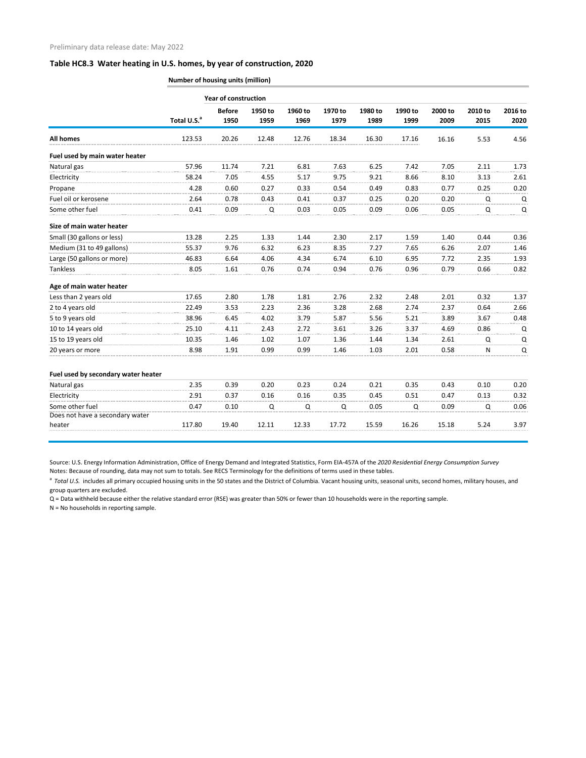Preliminary data release date: May 2022

### Table HC8.3 Water heating in U.S. homes, by year of construction, 2020

| | Number of housing units (million) | | | | | | | | | |
|---|---|---|---|---|---|---|---|---|---|---|
| | | Year of construction | | | | | | | | |
| | Total U.S.[a] | Before 1950 | 1950 to 1959 | 1960 to 1969 | 1970 to 1979 | 1980 to 1989 | 1990 to 1999 | 2000 to 2009 | 2010 to 2015 | 2016 to 2020 |
| **All homes** | 123.53 | 20.26 | 12.48 | 12.76 | 18.34 | 16.30 | 17.16 | 16.16 | 5.53 | 4.56 |
| **Fuel used by main water heater** | | | | | | | | | | |
| Natural gas | 57.96 | 11.74 | 7.21 | 6.81 | 7.63 | 6.25 | 7.42 | 7.05 | 2.11 | 1.73 |
| Electricity | 58.24 | 7.05 | 4.55 | 5.17 | 9.75 | 9.21 | 8.66 | 8.10 | 3.13 | 2.61 |
| Propane | 4.28 | 0.60 | 0.27 | 0.33 | 0.54 | 0.49 | 0.83 | 0.77 | 0.25 | 0.20 |
| Fuel oil or kerosene | 2.64 | 0.78 | 0.43 | 0.41 | 0.37 | 0.25 | 0.20 | 0.20 | Q | Q |
| Some other fuel | 0.41 | 0.09 | Q | 0.03 | 0.05 | 0.09 | 0.06 | 0.05 | Q | Q |
| **Size of main water heater** | | | | | | | | | | |
| Small (30 gallons or less) | 13.28 | 2.25 | 1.33 | 1.44 | 2.30 | 2.17 | 1.59 | 1.40 | 0.44 | 0.36 |
| Medium (31 to 49 gallons) | 55.37 | 9.76 | 6.32 | 6.23 | 8.35 | 7.27 | 7.65 | 6.26 | 2.07 | 1.46 |
| Large (50 gallons or more) | 46.83 | 6.64 | 4.06 | 4.34 | 6.74 | 6.10 | 6.95 | 7.72 | 2.35 | 1.93 |
| Tankless | 8.05 | 1.61 | 0.76 | 0.74 | 0.94 | 0.76 | 0.96 | 0.79 | 0.66 | 0.82 |
| **Age of main water heater** | | | | | | | | | | |
| Less than 2 years old | 17.65 | 2.80 | 1.78 | 1.81 | 2.76 | 2.32 | 2.48 | 2.01 | 0.32 | 1.37 |
| 2 to 4 years old | 22.49 | 3.53 | 2.23 | 2.36 | 3.28 | 2.68 | 2.74 | 2.37 | 0.64 | 2.66 |
| 5 to 9 years old | 38.96 | 6.45 | 4.02 | 3.79 | 5.87 | 5.56 | 5.21 | 3.89 | 3.67 | 0.48 |
| 10 to 14 years old | 25.10 | 4.11 | 2.43 | 2.72 | 3.61 | 3.26 | 3.37 | 4.69 | 0.86 | Q |
| 15 to 19 years old | 10.35 | 1.46 | 1.02 | 1.07 | 1.36 | 1.44 | 1.34 | 2.61 | Q | Q |
| 20 years or more | 8.98 | 1.91 | 0.99 | 0.99 | 1.46 | 1.03 | 2.01 | 0.58 | N | Q |
| **Fuel used by secondary water heater** | | | | | | | | | | |
| Natural gas | 2.35 | 0.39 | 0.20 | 0.23 | 0.24 | 0.21 | 0.35 | 0.43 | 0.10 | 0.20 |
| Electricity | 2.91 | 0.37 | 0.16 | 0.16 | 0.35 | 0.45 | 0.51 | 0.47 | 0.13 | 0.32 |
| Some other fuel | 0.47 | 0.10 | Q | Q | Q | 0.05 | Q | 0.09 | Q | 0.06 |
| Does not have a secondary water heater | 117.80 | 19.40 | 12.11 | 12.33 | 17.72 | 15.59 | 16.26 | 15.18 | 5.24 | 3.97 |

Source: U.S. Energy Information Administration, Office of Energy Demand and Integrated Statistics, Form EIA-457A of the *2020 Residential Energy Consumption Survey*

Notes: Because of rounding, data may not sum to totals. See RECS Terminology for the definitions of terms used in these tables.

[a] *Total U.S.* includes all primary occupied housing units in the 50 states and the District of Columbia. Vacant housing units, seasonal units, second homes, military houses, and group quarters are excluded.

Q = Data withheld because either the relative standard error (RSE) was greater than 50% or fewer than 10 households were in the reporting sample.

N = No households in reporting sample.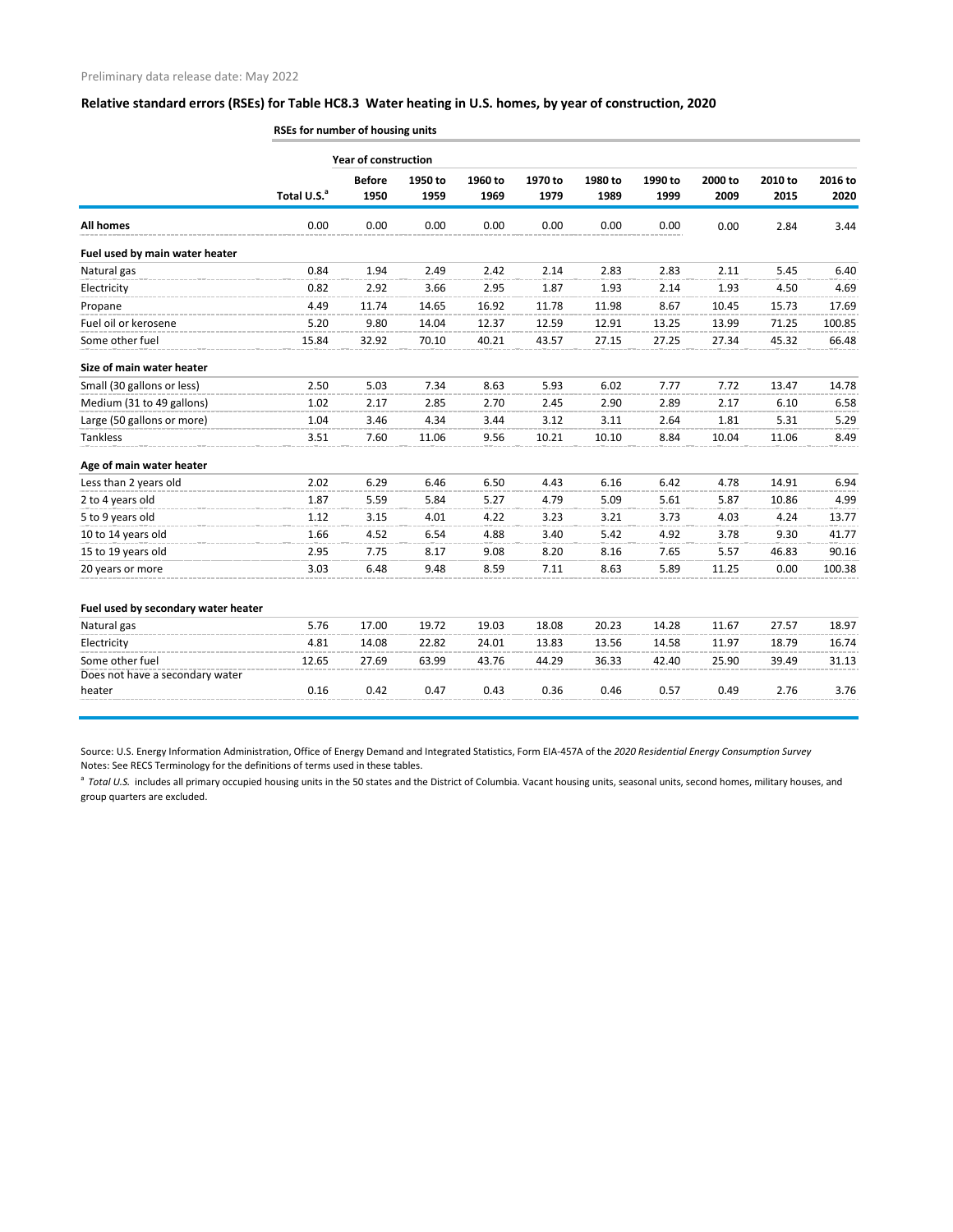Preliminary data release date: May 2022

## Relative standard errors (RSEs) for Table HC8.3 Water heating in U.S. homes, by year of construction, 2020

**RSEs for number of housing units**

| | Total U.S.[a] | Year of construction | | | | | | | | |
|---|---|---|---|---|---|---|---|---|---|---|
| | | Before 1950 | 1950 to 1959 | 1960 to 1969 | 1970 to 1979 | 1980 to 1989 | 1990 to 1999 | 2000 to 2009 | 2010 to 2015 | 2016 to 2020 |
| **All homes** | 0.00 | 0.00 | 0.00 | 0.00 | 0.00 | 0.00 | 0.00 | 0.00 | 2.84 | 3.44 |
| **Fuel used by main water heater** | | | | | | | | | | |
| Natural gas | 0.84 | 1.94 | 2.49 | 2.42 | 2.14 | 2.83 | 2.83 | 2.11 | 5.45 | 6.40 |
| Electricity | 0.82 | 2.92 | 3.66 | 2.95 | 1.87 | 1.93 | 2.14 | 1.93 | 4.50 | 4.69 |
| Propane | 4.49 | 11.74 | 14.65 | 16.92 | 11.78 | 11.98 | 8.67 | 10.45 | 15.73 | 17.69 |
| Fuel oil or kerosene | 5.20 | 9.80 | 14.04 | 12.37 | 12.59 | 12.91 | 13.25 | 13.99 | 71.25 | 100.85 |
| Some other fuel | 15.84 | 32.92 | 70.10 | 40.21 | 43.57 | 27.15 | 27.25 | 27.34 | 45.32 | 66.48 |
| **Size of main water heater** | | | | | | | | | | |
| Small (30 gallons or less) | 2.50 | 5.03 | 7.34 | 8.63 | 5.93 | 6.02 | 7.77 | 7.72 | 13.47 | 14.78 |
| Medium (31 to 49 gallons) | 1.02 | 2.17 | 2.85 | 2.70 | 2.45 | 2.90 | 2.89 | 2.17 | 6.10 | 6.58 |
| Large (50 gallons or more) | 1.04 | 3.46 | 4.34 | 3.44 | 3.12 | 3.11 | 2.64 | 1.81 | 5.31 | 5.29 |
| Tankless | 3.51 | 7.60 | 11.06 | 9.56 | 10.21 | 10.10 | 8.84 | 10.04 | 11.06 | 8.49 |
| **Age of main water heater** | | | | | | | | | | |
| Less than 2 years old | 2.02 | 6.29 | 6.46 | 6.50 | 4.43 | 6.16 | 6.42 | 4.78 | 14.91 | 6.94 |
| 2 to 4 years old | 1.87 | 5.59 | 5.84 | 5.27 | 4.79 | 5.09 | 5.61 | 5.87 | 10.86 | 4.99 |
| 5 to 9 years old | 1.12 | 3.15 | 4.01 | 4.22 | 3.23 | 3.21 | 3.73 | 4.03 | 4.24 | 13.77 |
| 10 to 14 years old | 1.66 | 4.52 | 6.54 | 4.88 | 3.40 | 5.42 | 4.92 | 3.78 | 9.30 | 41.77 |
| 15 to 19 years old | 2.95 | 7.75 | 8.17 | 9.08 | 8.20 | 8.16 | 7.65 | 5.57 | 46.83 | 90.16 |
| 20 years or more | 3.03 | 6.48 | 9.48 | 8.59 | 7.11 | 8.63 | 5.89 | 11.25 | 0.00 | 100.38 |
| **Fuel used by secondary water heater** | | | | | | | | | | |
| Natural gas | 5.76 | 17.00 | 19.72 | 19.03 | 18.08 | 20.23 | 14.28 | 11.67 | 27.57 | 18.97 |
| Electricity | 4.81 | 14.08 | 22.82 | 24.01 | 13.83 | 13.56 | 14.58 | 11.97 | 18.79 | 16.74 |
| Some other fuel | 12.65 | 27.69 | 63.99 | 43.76 | 44.29 | 36.33 | 42.40 | 25.90 | 39.49 | 31.13 |
| Does not have a secondary water heater | 0.16 | 0.42 | 0.47 | 0.43 | 0.36 | 0.46 | 0.57 | 0.49 | 2.76 | 3.76 |

Source: U.S. Energy Information Administration, Office of Energy Demand and Integrated Statistics, Form EIA-457A of the *2020 Residential Energy Consumption Survey*
Notes: See RECS Terminology for the definitions of terms used in these tables.

[a] *Total U.S.* includes all primary occupied housing units in the 50 states and the District of Columbia. Vacant housing units, seasonal units, second homes, military houses, and group quarters are excluded.